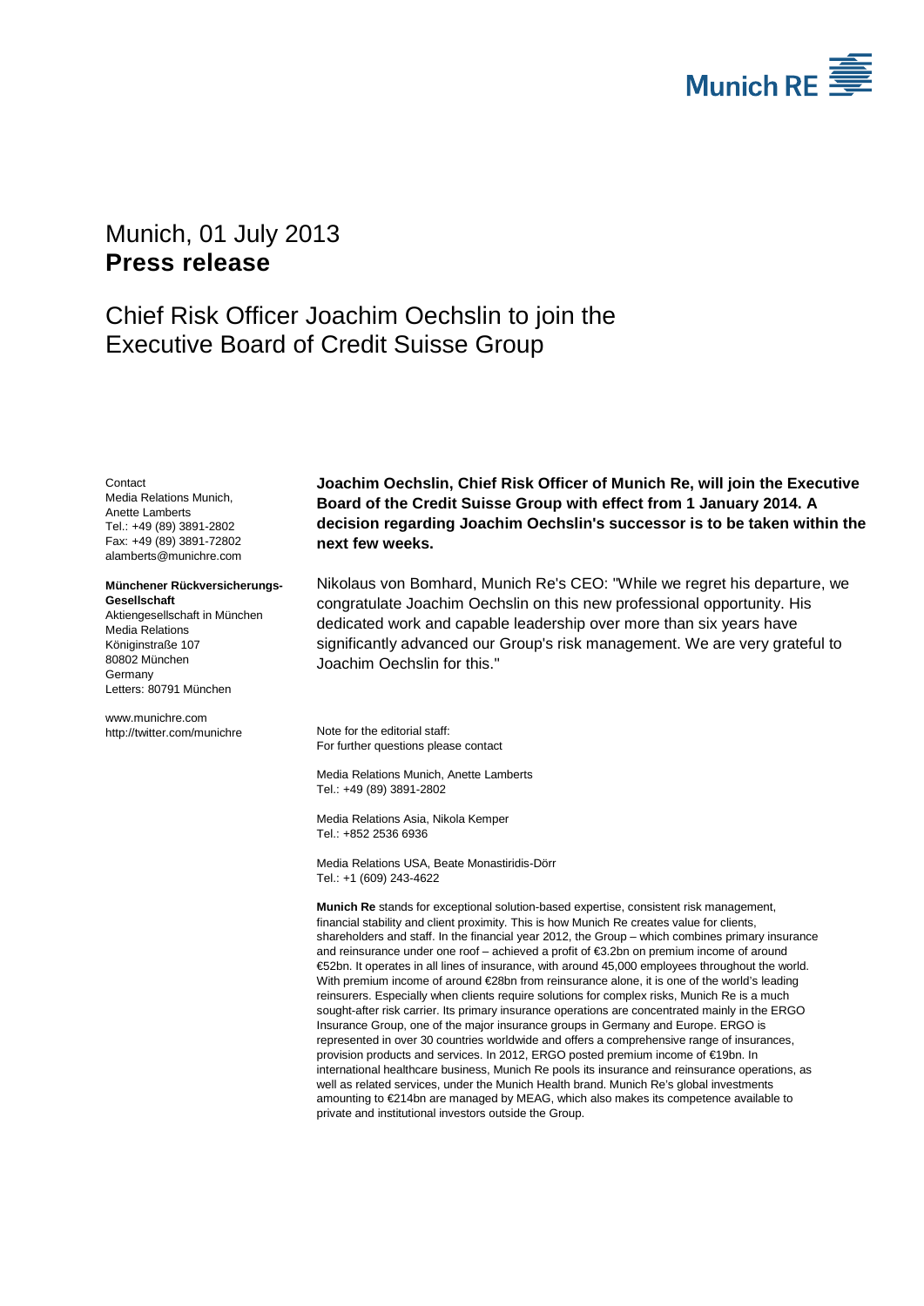Munich, 01 July 2013
**Press release**

# Chief Risk Officer Joachim Oechslin to join the Executive Board of Credit Suisse Group

Contact
Media Relations Munich,
Anette Lamberts
Tel.: +49 (89) 3891-2802
Fax: +49 (89) 3891-72802
alamberts@munichre.com

**Münchener Rückversicherungs-Gesellschaft**
Aktiengesellschaft in München
Media Relations
Königinstraße 107
80802 München
Germany
Letters: 80791 München

www.munichre.com
http://twitter.com/munichre

**Joachim Oechslin, Chief Risk Officer of Munich Re, will join the Executive Board of the Credit Suisse Group with effect from 1 January 2014. A decision regarding Joachim Oechslin's successor is to be taken within the next few weeks.**

Nikolaus von Bomhard, Munich Re's CEO: "While we regret his departure, we congratulate Joachim Oechslin on this new professional opportunity. His dedicated work and capable leadership over more than six years have significantly advanced our Group's risk management. We are very grateful to Joachim Oechslin for this."

Note for the editorial staff:
For further questions please contact

Media Relations Munich, Anette Lamberts
Tel.: +49 (89) 3891-2802

Media Relations Asia, Nikola Kemper
Tel.: +852 2536 6936

Media Relations USA, Beate Monastiridis-Dörr
Tel.: +1 (609) 243-4622

**Munich Re** stands for exceptional solution-based expertise, consistent risk management, financial stability and client proximity. This is how Munich Re creates value for clients, shareholders and staff. In the financial year 2012, the Group – which combines primary insurance and reinsurance under one roof – achieved a profit of €3.2bn on premium income of around €52bn. It operates in all lines of insurance, with around 45,000 employees throughout the world. With premium income of around €28bn from reinsurance alone, it is one of the world's leading reinsurers. Especially when clients require solutions for complex risks, Munich Re is a much sought-after risk carrier. Its primary insurance operations are concentrated mainly in the ERGO Insurance Group, one of the major insurance groups in Germany and Europe. ERGO is represented in over 30 countries worldwide and offers a comprehensive range of insurances, provision products and services. In 2012, ERGO posted premium income of €19bn. In international healthcare business, Munich Re pools its insurance and reinsurance operations, as well as related services, under the Munich Health brand. Munich Re's global investments amounting to €214bn are managed by MEAG, which also makes its competence available to private and institutional investors outside the Group.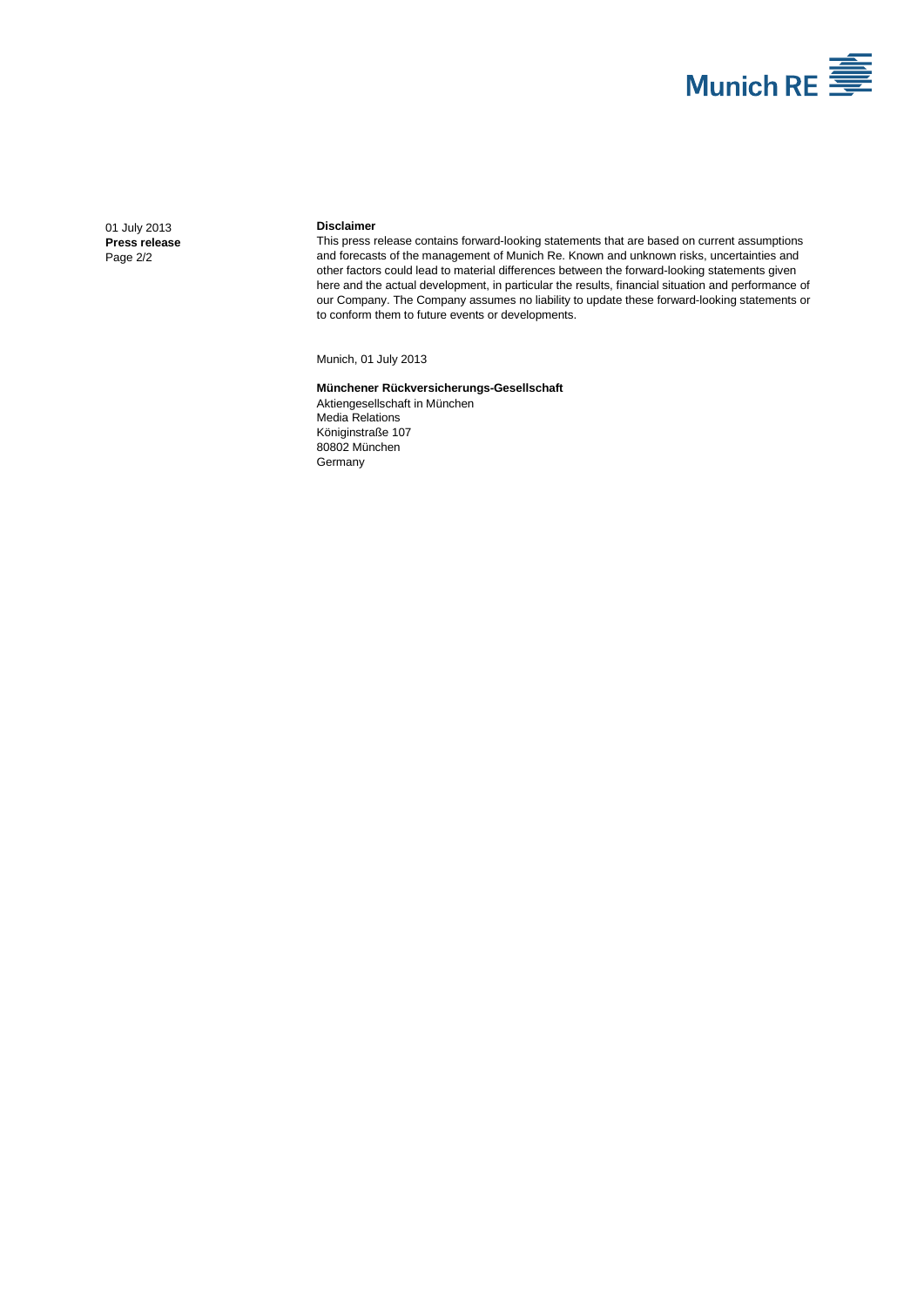**Disclaimer**

This press release contains forward-looking statements that are based on current assumptions and forecasts of the management of Munich Re. Known and unknown risks, uncertainties and other factors could lead to material differences between the forward-looking statements given here and the actual development, in particular the results, financial situation and performance of our Company. The Company assumes no liability to update these forward-looking statements or to conform them to future events or developments.

Munich, 01 July 2013

**Münchener Rückversicherungs-Gesellschaft**
Aktiengesellschaft in München
Media Relations
Königinstraße 107
80802 München
Germany